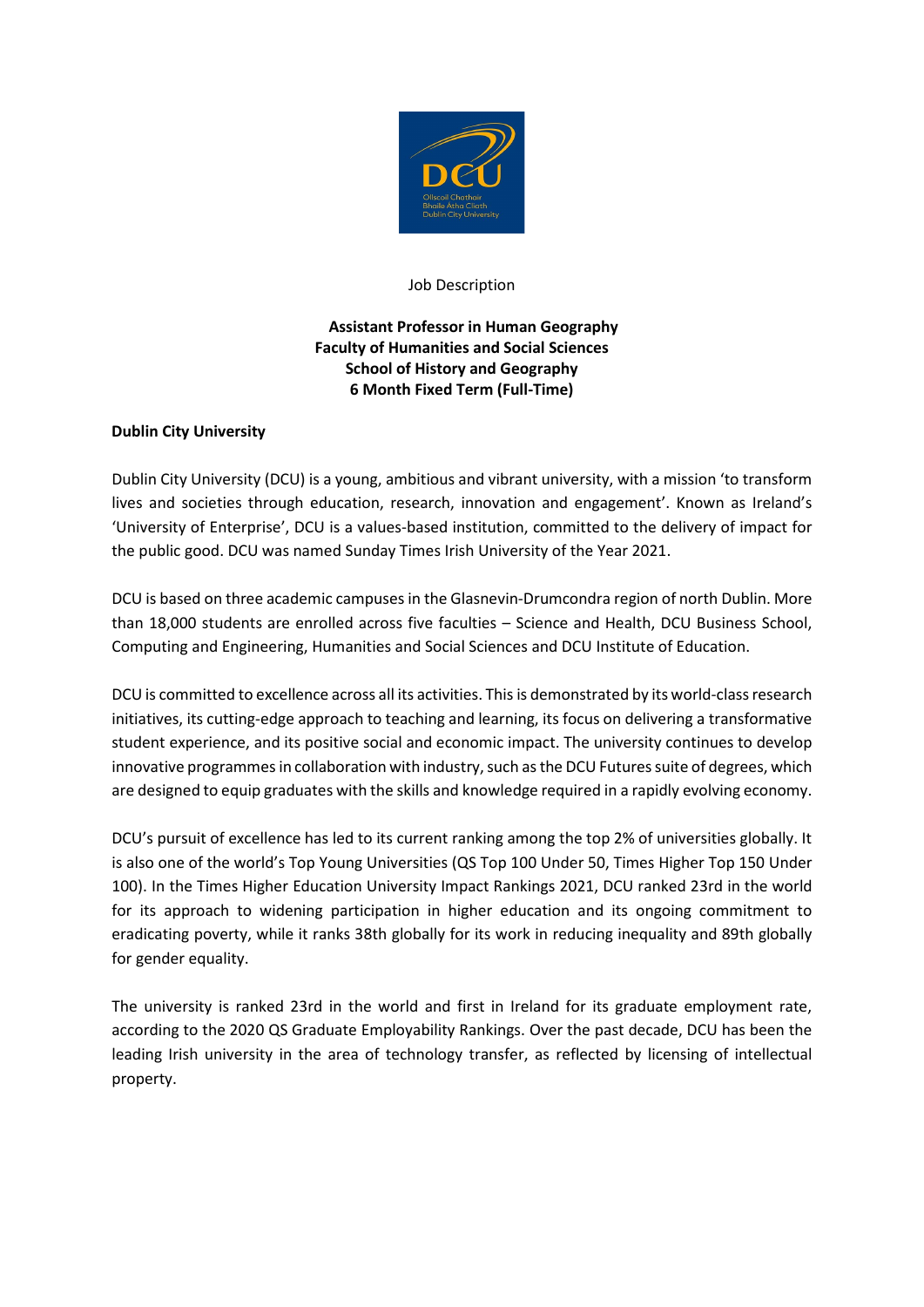Job Description

# Assistant Professor in Human Geography
## Faculty of Humanities and Social Sciences
## School of History and Geography
## 6 Month Fixed Term (Full-Time)

**Dublin City University**

Dublin City University (DCU) is a young, ambitious and vibrant university, with a mission 'to transform lives and societies through education, research, innovation and engagement'. Known as Ireland's 'University of Enterprise', DCU is a values-based institution, committed to the delivery of impact for the public good. DCU was named Sunday Times Irish University of the Year 2021.

DCU is based on three academic campuses in the Glasnevin-Drumcondra region of north Dublin. More than 18,000 students are enrolled across five faculties – Science and Health, DCU Business School, Computing and Engineering, Humanities and Social Sciences and DCU Institute of Education.

DCU is committed to excellence across all its activities. This is demonstrated by its world-class research initiatives, its cutting-edge approach to teaching and learning, its focus on delivering a transformative student experience, and its positive social and economic impact. The university continues to develop innovative programmes in collaboration with industry, such as the DCU Futures suite of degrees, which are designed to equip graduates with the skills and knowledge required in a rapidly evolving economy.

DCU's pursuit of excellence has led to its current ranking among the top 2% of universities globally. It is also one of the world's Top Young Universities (QS Top 100 Under 50, Times Higher Top 150 Under 100). In the Times Higher Education University Impact Rankings 2021, DCU ranked 23rd in the world for its approach to widening participation in higher education and its ongoing commitment to eradicating poverty, while it ranks 38th globally for its work in reducing inequality and 89th globally for gender equality.

The university is ranked 23rd in the world and first in Ireland for its graduate employment rate, according to the 2020 QS Graduate Employability Rankings. Over the past decade, DCU has been the leading Irish university in the area of technology transfer, as reflected by licensing of intellectual property.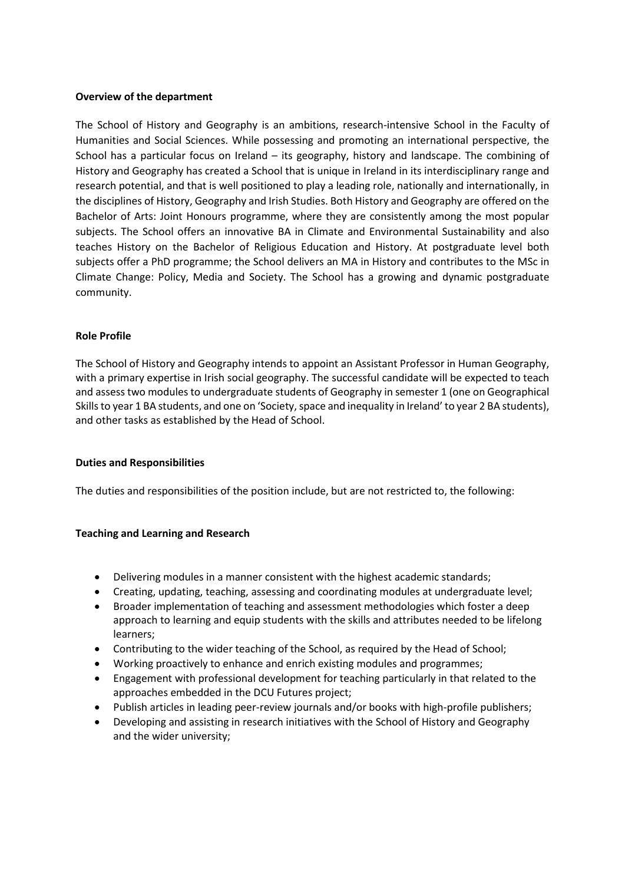**Overview of the department**

The School of History and Geography is an ambitions, research-intensive School in the Faculty of Humanities and Social Sciences. While possessing and promoting an international perspective, the School has a particular focus on Ireland – its geography, history and landscape. The combining of History and Geography has created a School that is unique in Ireland in its interdisciplinary range and research potential, and that is well positioned to play a leading role, nationally and internationally, in the disciplines of History, Geography and Irish Studies. Both History and Geography are offered on the Bachelor of Arts: Joint Honours programme, where they are consistently among the most popular subjects. The School offers an innovative BA in Climate and Environmental Sustainability and also teaches History on the Bachelor of Religious Education and History. At postgraduate level both subjects offer a PhD programme; the School delivers an MA in History and contributes to the MSc in Climate Change: Policy, Media and Society. The School has a growing and dynamic postgraduate community.

**Role Profile**

The School of History and Geography intends to appoint an Assistant Professor in Human Geography, with a primary expertise in Irish social geography. The successful candidate will be expected to teach and assess two modules to undergraduate students of Geography in semester 1 (one on Geographical Skills to year 1 BA students, and one on 'Society, space and inequality in Ireland' to year 2 BA students), and other tasks as established by the Head of School.

**Duties and Responsibilities**

The duties and responsibilities of the position include, but are not restricted to, the following:

**Teaching and Learning and Research**

- Delivering modules in a manner consistent with the highest academic standards;
- Creating, updating, teaching, assessing and coordinating modules at undergraduate level;
- Broader implementation of teaching and assessment methodologies which foster a deep approach to learning and equip students with the skills and attributes needed to be lifelong learners;
- Contributing to the wider teaching of the School, as required by the Head of School;
- Working proactively to enhance and enrich existing modules and programmes;
- Engagement with professional development for teaching particularly in that related to the approaches embedded in the DCU Futures project;
- Publish articles in leading peer-review journals and/or books with high-profile publishers;
- Developing and assisting in research initiatives with the School of History and Geography and the wider university;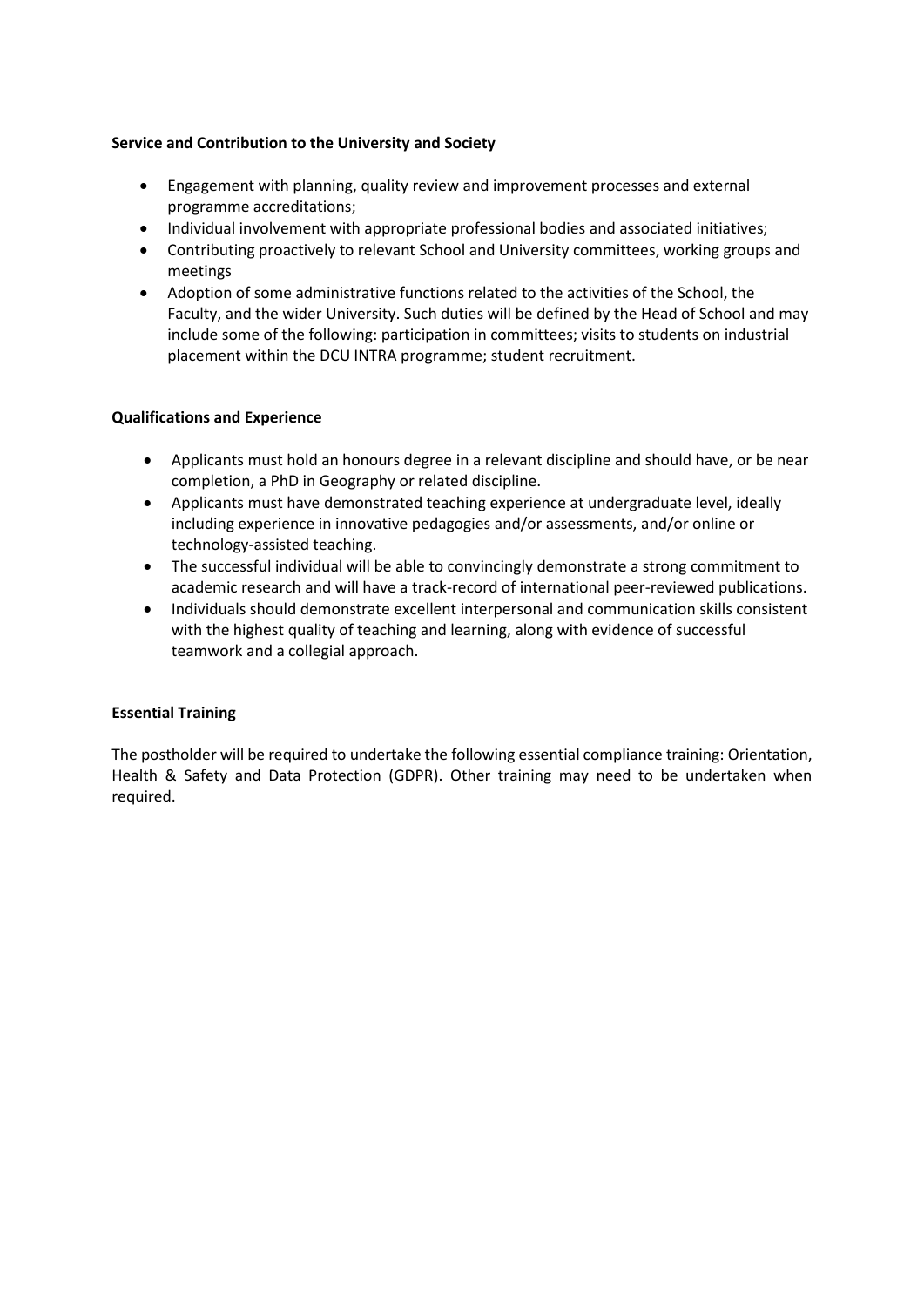**Service and Contribution to the University and Society**

- Engagement with planning, quality review and improvement processes and external programme accreditations;
- Individual involvement with appropriate professional bodies and associated initiatives;
- Contributing proactively to relevant School and University committees, working groups and meetings
- Adoption of some administrative functions related to the activities of the School, the Faculty, and the wider University. Such duties will be defined by the Head of School and may include some of the following: participation in committees; visits to students on industrial placement within the DCU INTRA programme; student recruitment.

**Qualifications and Experience**

- Applicants must hold an honours degree in a relevant discipline and should have, or be near completion, a PhD in Geography or related discipline.
- Applicants must have demonstrated teaching experience at undergraduate level, ideally including experience in innovative pedagogies and/or assessments, and/or online or technology-assisted teaching.
- The successful individual will be able to convincingly demonstrate a strong commitment to academic research and will have a track-record of international peer-reviewed publications.
- Individuals should demonstrate excellent interpersonal and communication skills consistent with the highest quality of teaching and learning, along with evidence of successful teamwork and a collegial approach.

**Essential Training**

The postholder will be required to undertake the following essential compliance training: Orientation, Health & Safety and Data Protection (GDPR). Other training may need to be undertaken when required.